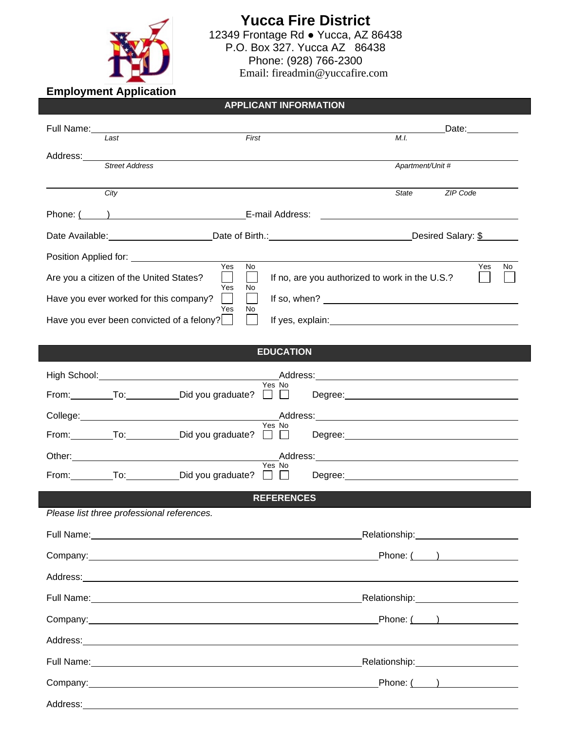# Yucca Fire District

12349 Frontage Rd ● Yucca, AZ 86438
P.O. Box 327. Yucca AZ 86438
Phone: (928) 766-2300
Email: fireadmin@yuccafire.com

**Employment Application**

## APPLICANT INFORMATION

Full Name: ______________________________ Date: __________
*Last* *First* *M.I.*

Address: ________________________________________________
*Street Address* *Apartment/Unit #*

________________________________________________
*City* *State* *ZIP Code*

Phone: ( ) ____________ E-mail Address: ____________

Date Available: ____________ Date of Birth.: ____________ Desired Salary: $ ________

Position Applied for: ________________________________

Are you a citizen of the United States? Yes ☐ No ☐ If no, are you authorized to work in the U.S.? Yes ☐ No ☐

Have you ever worked for this company? Yes ☐ No ☐ If so, when? ____________

Have you ever been convicted of a felony? Yes ☐ No ☐ If yes, explain: ____________

## EDUCATION

High School: ____________ Address: ____________

From: ______ To: ______ Did you graduate? Yes ☐ No ☐ Degree: ____________

College: ____________ Address: ____________

From: ______ To: ______ Did you graduate? Yes ☐ No ☐ Degree: ____________

Other: ____________ Address: ____________

From: ______ To: ______ Did you graduate? Yes ☐ No ☐ Degree: ____________

## REFERENCES

*Please list three professional references.*

Full Name: ____________ Relationship: ____________

Company: ____________ Phone: ( ) ____________

Address: ____________

Full Name: ____________ Relationship: ____________

Company: ____________ Phone: ( ) ____________

Address: ____________

Full Name: ____________ Relationship: ____________

Company: ____________ Phone: ( ) ____________

Address: ____________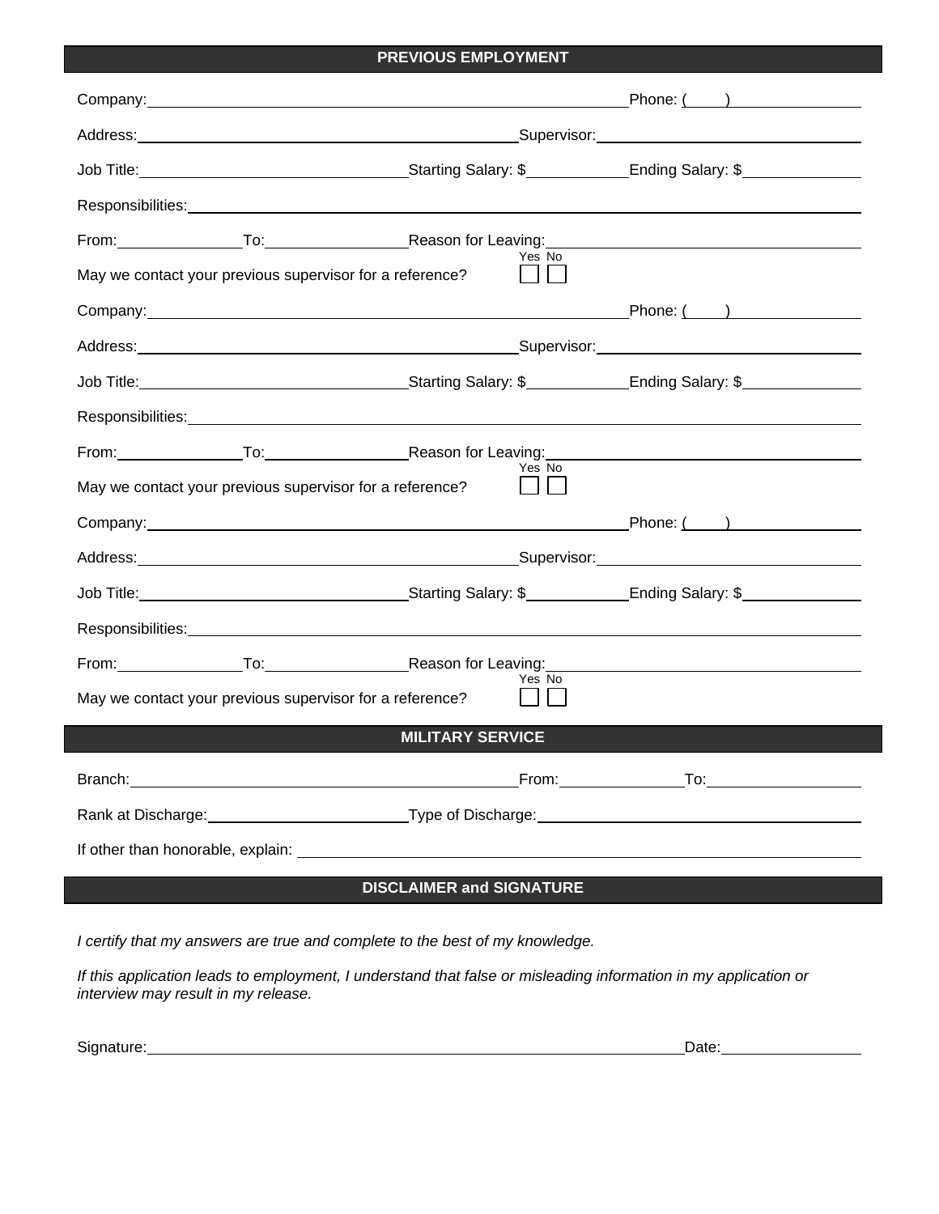## PREVIOUS EMPLOYMENT

Company: ______________________________ Phone: ( ) ______________

Address: ______________________________ Supervisor: ______________________________

Job Title: ______________________________ Starting Salary: $ ____________ Ending Salary: $ ______________

Responsibilities: ______________________________________________________________

From: ____________ To: ______________ Reason for Leaving: ______________________________

May we contact your previous supervisor for a reference? Yes ☐ No ☐

Company: ______________________________ Phone: ( ) ______________

Address: ______________________________ Supervisor: ______________________________

Job Title: ______________________________ Starting Salary: $ ____________ Ending Salary: $ ______________

Responsibilities: ______________________________________________________________

From: ____________ To: ______________ Reason for Leaving: ______________________________

May we contact your previous supervisor for a reference? Yes ☐ No ☐

Company: ______________________________ Phone: ( ) ______________

Address: ______________________________ Supervisor: ______________________________

Job Title: ______________________________ Starting Salary: $ ____________ Ending Salary: $ ______________

Responsibilities: ______________________________________________________________

From: ____________ To: ______________ Reason for Leaving: ______________________________

May we contact your previous supervisor for a reference? Yes ☐ No ☐

## MILITARY SERVICE

Branch: ______________________________ From: ____________ To: ______________

Rank at Discharge: ______________________ Type of Discharge: ______________________________

If other than honorable, explain: ______________________________________________________________

## DISCLAIMER and SIGNATURE

*I certify that my answers are true and complete to the best of my knowledge.*

*If this application leads to employment, I understand that false or misleading information in my application or interview may result in my release.*

Signature: ______________________________________________ Date: ______________